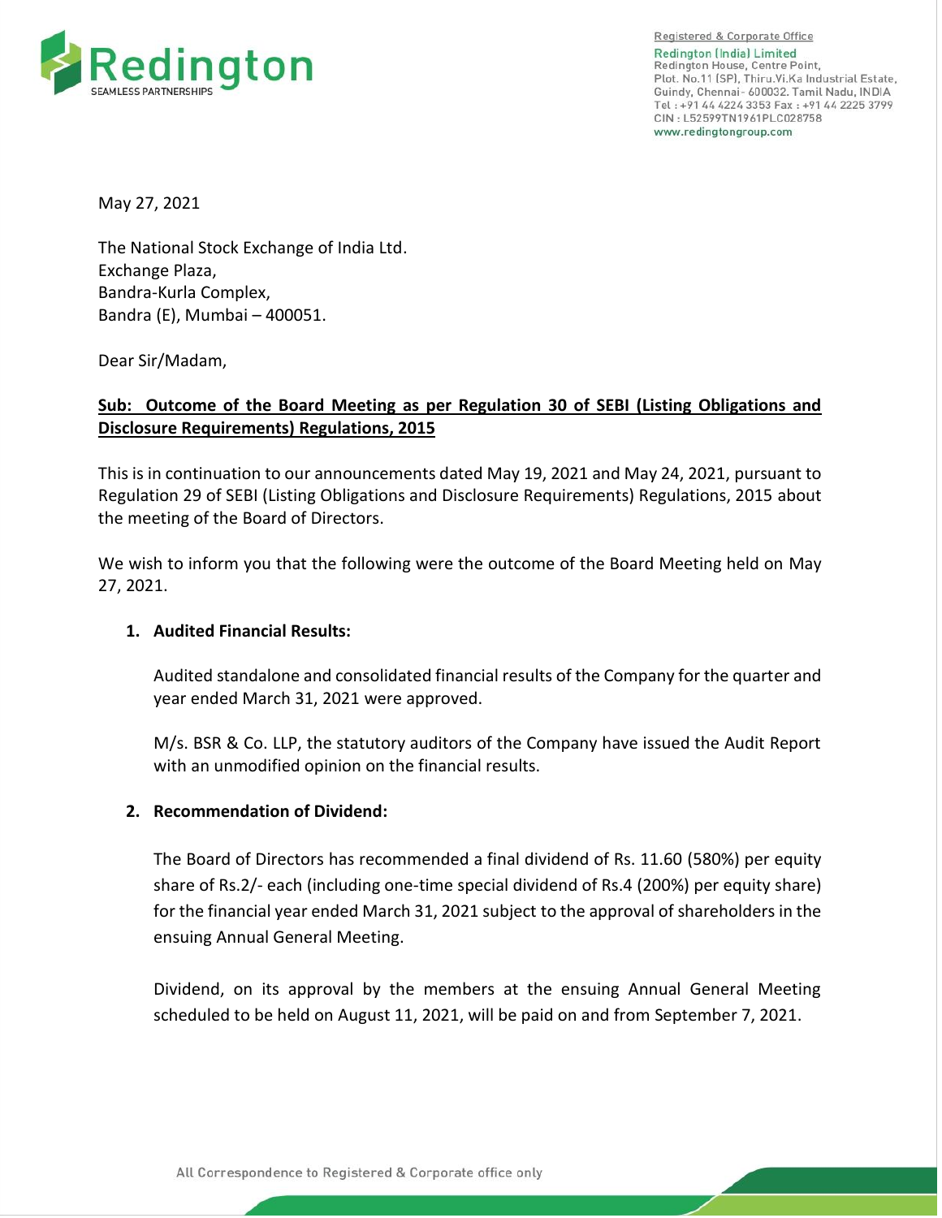Registered & Corporate Office
Redington (India) Limited
Redington House, Centre Point,
Plot. No.11 (SP), Thiru.Vi.Ka Industrial Estate,
Guindy, Chennai - 600032. Tamil Nadu, INDIA
Tel : +91 44 4224 3353 Fax : +91 44 2225 3799
CIN : L52599TN1961PLC028758
www.redingtongroup.com

May 27, 2021

The National Stock Exchange of India Ltd.
Exchange Plaza,
Bandra-Kurla Complex,
Bandra (E), Mumbai – 400051.

Dear Sir/Madam,

**Sub: Outcome of the Board Meeting as per Regulation 30 of SEBI (Listing Obligations and Disclosure Requirements) Regulations, 2015**

This is in continuation to our announcements dated May 19, 2021 and May 24, 2021, pursuant to Regulation 29 of SEBI (Listing Obligations and Disclosure Requirements) Regulations, 2015 about the meeting of the Board of Directors.

We wish to inform you that the following were the outcome of the Board Meeting held on May 27, 2021.

1. **Audited Financial Results:**

   Audited standalone and consolidated financial results of the Company for the quarter and year ended March 31, 2021 were approved.

   M/s. BSR & Co. LLP, the statutory auditors of the Company have issued the Audit Report with an unmodified opinion on the financial results.

2. **Recommendation of Dividend:**

   The Board of Directors has recommended a final dividend of Rs. 11.60 (580%) per equity share of Rs.2/- each (including one-time special dividend of Rs.4 (200%) per equity share) for the financial year ended March 31, 2021 subject to the approval of shareholders in the ensuing Annual General Meeting.

   Dividend, on its approval by the members at the ensuing Annual General Meeting scheduled to be held on August 11, 2021, will be paid on and from September 7, 2021.

All Correspondence to Registered & Corporate office only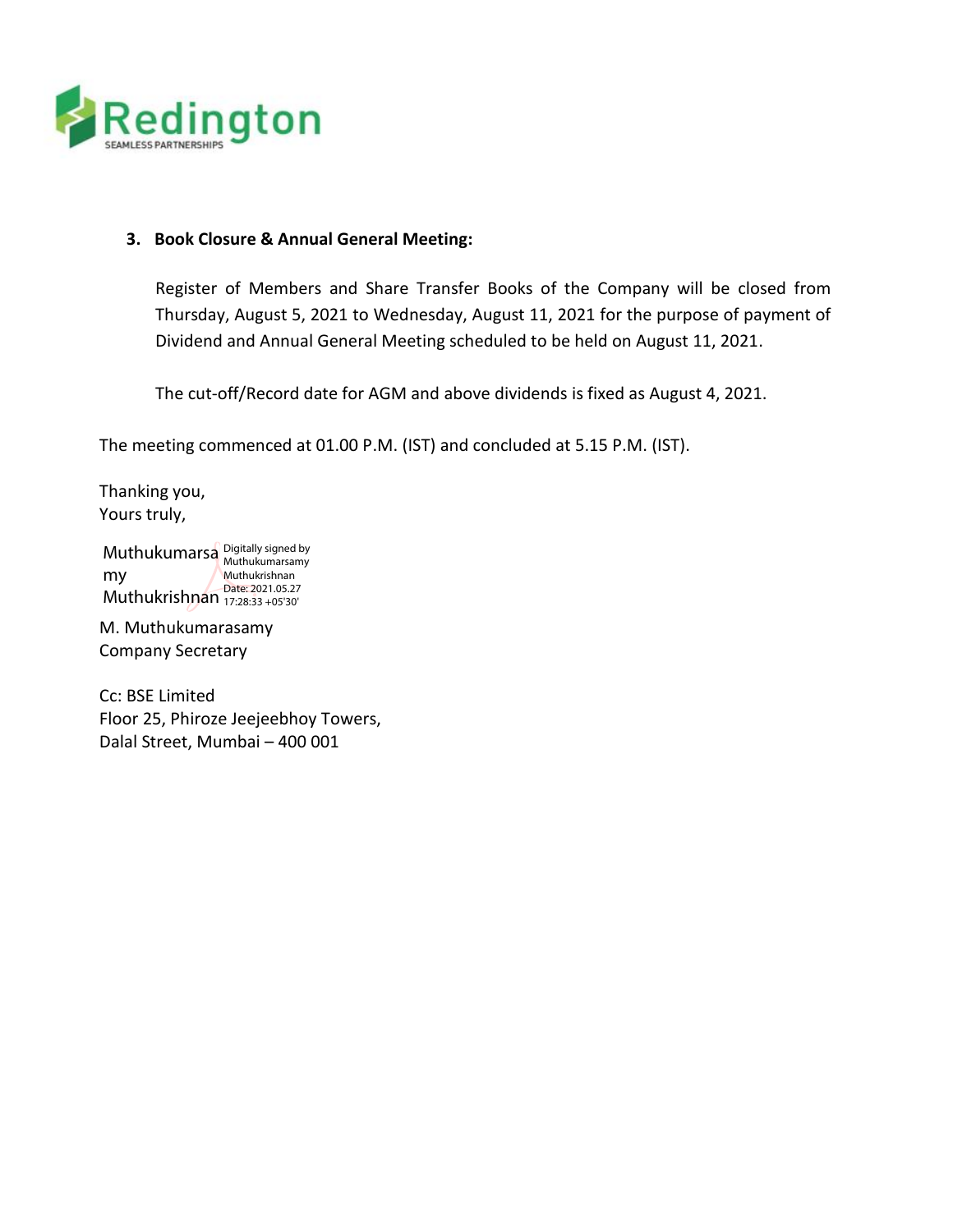3. **Book Closure & Annual General Meeting:**

   Register of Members and Share Transfer Books of the Company will be closed from Thursday, August 5, 2021 to Wednesday, August 11, 2021 for the purpose of payment of Dividend and Annual General Meeting scheduled to be held on August 11, 2021.

   The cut-off/Record date for AGM and above dividends is fixed as August 4, 2021.

The meeting commenced at 01.00 P.M. (IST) and concluded at 5.15 P.M. (IST).

Thanking you,
Yours truly,

Muthukumarsamy Muthukrishnan
Digitally signed by Muthukumarsamy Muthukrishnan
Date: 2021.05.27 17:28:33 +05'30'

M. Muthukumarasamy
Company Secretary

Cc: BSE Limited
Floor 25, Phiroze Jeejeebhoy Towers,
Dalal Street, Mumbai – 400 001